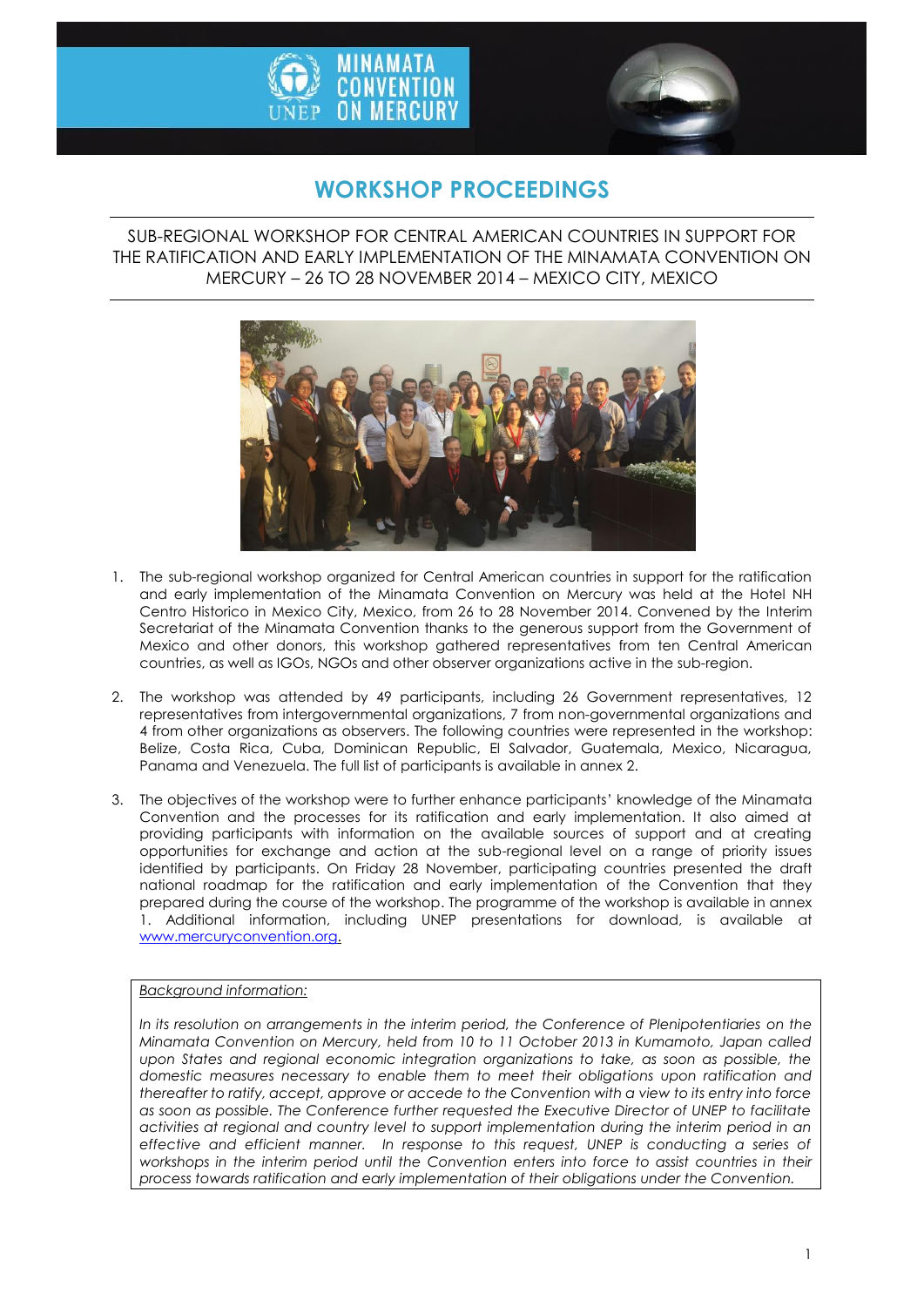MINAMATA CONVENTION ON MERCURY

# WORKSHOP PROCEEDINGS

SUB-REGIONAL WORKSHOP FOR CENTRAL AMERICAN COUNTRIES IN SUPPORT FOR THE RATIFICATION AND EARLY IMPLEMENTATION OF THE MINAMATA CONVENTION ON MERCURY – 26 TO 28 NOVEMBER 2014 – MEXICO CITY, MEXICO

1. The sub-regional workshop organized for Central American countries in support for the ratification and early implementation of the Minamata Convention on Mercury was held at the Hotel NH Centro Historico in Mexico City, Mexico, from 26 to 28 November 2014. Convened by the Interim Secretariat of the Minamata Convention thanks to the generous support from the Government of Mexico and other donors, this workshop gathered representatives from ten Central American countries, as well as IGOs, NGOs and other observer organizations active in the sub-region.

2. The workshop was attended by 49 participants, including 26 Government representatives, 12 representatives from intergovernmental organizations, 7 from non-governmental organizations and 4 from other organizations as observers. The following countries were represented in the workshop: Belize, Costa Rica, Cuba, Dominican Republic, El Salvador, Guatemala, Mexico, Nicaragua, Panama and Venezuela. The full list of participants is available in annex 2.

3. The objectives of the workshop were to further enhance participants' knowledge of the Minamata Convention and the processes for its ratification and early implementation. It also aimed at providing participants with information on the available sources of support and at creating opportunities for exchange and action at the sub-regional level on a range of priority issues identified by participants. On Friday 28 November, participating countries presented the draft national roadmap for the ratification and early implementation of the Convention that they prepared during the course of the workshop. The programme of the workshop is available in annex 1. Additional information, including UNEP presentations for download, is available at [www.mercuryconvention.org.](http://www.mercuryconvention.org)

<u>*Background information:*</u>

*In its resolution on arrangements in the interim period, the Conference of Plenipotentiaries on the Minamata Convention on Mercury, held from 10 to 11 October 2013 in Kumamoto, Japan called upon States and regional economic integration organizations to take, as soon as possible, the domestic measures necessary to enable them to meet their obligations upon ratification and thereafter to ratify, accept, approve or accede to the Convention with a view to its entry into force as soon as possible. The Conference further requested the Executive Director of UNEP to facilitate activities at regional and country level to support implementation during the interim period in an effective and efficient manner. In response to this request, UNEP is conducting a series of workshops in the interim period until the Convention enters into force to assist countries in their process towards ratification and early implementation of their obligations under the Convention.*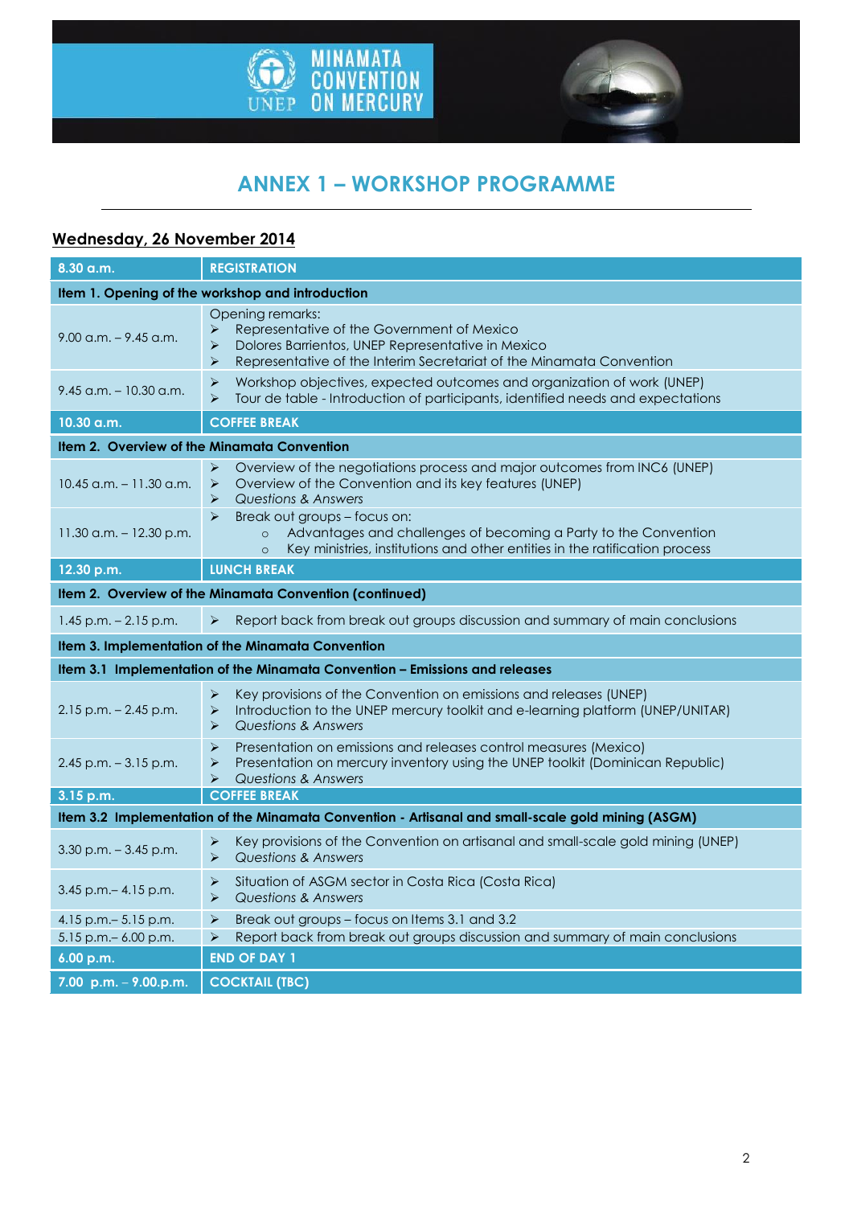# ANNEX 1 – WORKSHOP PROGRAMME

## Wednesday, 26 November 2014

| 8.30 a.m. | REGISTRATION |
|---|---|
| **Item 1. Opening of the workshop and introduction** | |
| 9.00 a.m. – 9.45 a.m. | Opening remarks:<br>➢ Representative of the Government of Mexico<br>➢ Dolores Barrientos, UNEP Representative in Mexico<br>➢ Representative of the Interim Secretariat of the Minamata Convention |
| 9.45 a.m. – 10.30 a.m. | ➢ Workshop objectives, expected outcomes and organization of work (UNEP)<br>➢ Tour de table - Introduction of participants, identified needs and expectations |
| **10.30 a.m.** | **COFFEE BREAK** |
| **Item 2. Overview of the Minamata Convention** | |
| 10.45 a.m. – 11.30 a.m. | ➢ Overview of the negotiations process and major outcomes from INC6 (UNEP)<br>➢ Overview of the Convention and its key features (UNEP)<br>➢ *Questions & Answers* |
| 11.30 a.m. – 12.30 p.m. | ➢ Break out groups – focus on:<br>○ Advantages and challenges of becoming a Party to the Convention<br>○ Key ministries, institutions and other entities in the ratification process |
| **12.30 p.m.** | **LUNCH BREAK** |
| **Item 2. Overview of the Minamata Convention (continued)** | |
| 1.45 p.m. – 2.15 p.m. | ➢ Report back from break out groups discussion and summary of main conclusions |
| **Item 3. Implementation of the Minamata Convention** | |
| **Item 3.1 Implementation of the Minamata Convention – Emissions and releases** | |
| 2.15 p.m. – 2.45 p.m. | ➢ Key provisions of the Convention on emissions and releases (UNEP)<br>➢ Introduction to the UNEP mercury toolkit and e-learning platform (UNEP/UNITAR)<br>➢ *Questions & Answers* |
| 2.45 p.m. – 3.15 p.m. | ➢ Presentation on emissions and releases control measures (Mexico)<br>➢ Presentation on mercury inventory using the UNEP toolkit (Dominican Republic)<br>➢ *Questions & Answers* |
| **3.15 p.m.** | **COFFEE BREAK** |
| **Item 3.2 Implementation of the Minamata Convention - Artisanal and small-scale gold mining (ASGM)** | |
| 3.30 p.m. – 3.45 p.m. | ➢ Key provisions of the Convention on artisanal and small-scale gold mining (UNEP)<br>➢ *Questions & Answers* |
| 3.45 p.m.– 4.15 p.m. | ➢ Situation of ASGM sector in Costa Rica (Costa Rica)<br>➢ *Questions & Answers* |
| 4.15 p.m.– 5.15 p.m. | ➢ Break out groups – focus on Items 3.1 and 3.2 |
| 5.15 p.m.– 6.00 p.m. | ➢ Report back from break out groups discussion and summary of main conclusions |
| **6.00 p.m.** | **END OF DAY 1** |
| **7.00 p.m. – 9.00.p.m.** | **COCKTAIL (TBC)** |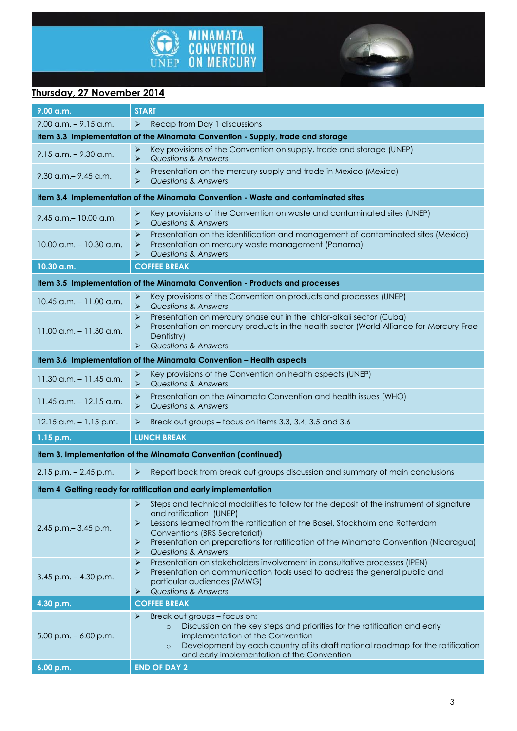## Thursday, 27 November 2014

| 9.00 a.m. | START |
|---|---|
| 9.00 a.m. – 9.15 a.m. | ➢ Recap from Day 1 discussions |
| **Item 3.3 Implementation of the Minamata Convention - Supply, trade and storage** | |
| 9.15 a.m. – 9.30 a.m. | ➢ Key provisions of the Convention on supply, trade and storage (UNEP)<br>➢ *Questions & Answers* |
| 9.30 a.m.– 9.45 a.m. | ➢ Presentation on the mercury supply and trade in Mexico (Mexico)<br>➢ *Questions & Answers* |
| **Item 3.4 Implementation of the Minamata Convention - Waste and contaminated sites** | |
| 9.45 a.m.– 10.00 a.m. | ➢ Key provisions of the Convention on waste and contaminated sites (UNEP)<br>➢ *Questions & Answers* |
| 10.00 a.m. – 10.30 a.m. | ➢ Presentation on the identification and management of contaminated sites (Mexico)<br>➢ Presentation on mercury waste management (Panama)<br>➢ *Questions & Answers* |
| **10.30 a.m.** | **COFFEE BREAK** |
| **Item 3.5 Implementation of the Minamata Convention - Products and processes** | |
| 10.45 a.m. – 11.00 a.m. | ➢ Key provisions of the Convention on products and processes (UNEP)<br>➢ *Questions & Answers* |
| 11.00 a.m. – 11.30 a.m. | ➢ Presentation on mercury phase out in the chlor-alkali sector (Cuba)<br>➢ Presentation on mercury products in the health sector (World Alliance for Mercury-Free Dentistry)<br>➢ *Questions & Answers* |
| **Item 3.6 Implementation of the Minamata Convention – Health aspects** | |
| 11.30 a.m. – 11.45 a.m. | ➢ Key provisions of the Convention on health aspects (UNEP)<br>➢ *Questions & Answers* |
| 11.45 a.m. – 12.15 a.m. | ➢ Presentation on the Minamata Convention and health issues (WHO)<br>➢ *Questions & Answers* |
| 12.15 a.m. – 1.15 p.m. | ➢ Break out groups – focus on items 3.3, 3.4, 3.5 and 3.6 |
| **1.15 p.m.** | **LUNCH BREAK** |
| **Item 3. Implementation of the Minamata Convention (continued)** | |
| 2.15 p.m. – 2.45 p.m. | ➢ Report back from break out groups discussion and summary of main conclusions |
| **Item 4 Getting ready for ratification and early implementation** | |
| 2.45 p.m.– 3.45 p.m. | ➢ Steps and technical modalities to follow for the deposit of the instrument of signature and ratification (UNEP)<br>➢ Lessons learned from the ratification of the Basel, Stockholm and Rotterdam Conventions (BRS Secretariat)<br>➢ Presentation on preparations for ratification of the Minamata Convention (Nicaragua)<br>➢ *Questions & Answers* |
| 3.45 p.m. – 4.30 p.m. | ➢ Presentation on stakeholders involvement in consultative processes (IPEN)<br>➢ Presentation on communication tools used to address the general public and particular audiences (ZMWG)<br>➢ *Questions & Answers* |
| **4.30 p.m.** | **COFFEE BREAK** |
| 5.00 p.m. – 6.00 p.m. | ➢ Break out groups – focus on:<br>○ Discussion on the key steps and priorities for the ratification and early implementation of the Convention<br>○ Development by each country of its draft national roadmap for the ratification and early implementation of the Convention |
| **6.00 p.m.** | **END OF DAY 2** |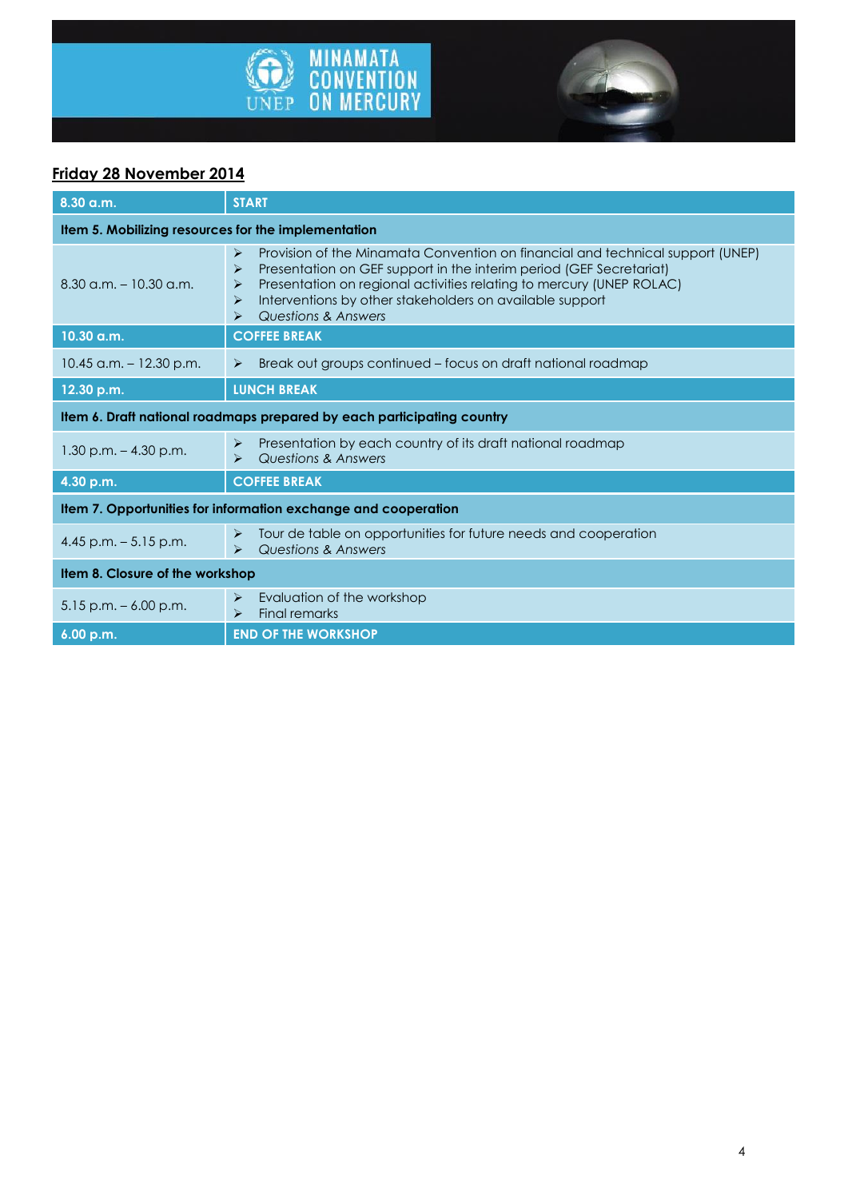## Friday 28 November 2014

| 8.30 a.m. | START |
|---|---|
| **Item 5. Mobilizing resources for the implementation** | |
| 8.30 a.m. – 10.30 a.m. | ➢ Provision of the Minamata Convention on financial and technical support (UNEP)<br>➢ Presentation on GEF support in the interim period (GEF Secretariat)<br>➢ Presentation on regional activities relating to mercury (UNEP ROLAC)<br>➢ Interventions by other stakeholders on available support<br>➢ *Questions & Answers* |
| 10.30 a.m. | COFFEE BREAK |
| 10.45 a.m. – 12.30 p.m. | ➢ Break out groups continued – focus on draft national roadmap |
| 12.30 p.m. | LUNCH BREAK |
| **Item 6. Draft national roadmaps prepared by each participating country** | |
| 1.30 p.m. – 4.30 p.m. | ➢ Presentation by each country of its draft national roadmap<br>➢ *Questions & Answers* |
| 4.30 p.m. | COFFEE BREAK |
| **Item 7. Opportunities for information exchange and cooperation** | |
| 4.45 p.m. – 5.15 p.m. | ➢ Tour de table on opportunities for future needs and cooperation<br>➢ *Questions & Answers* |
| **Item 8. Closure of the workshop** | |
| 5.15 p.m. – 6.00 p.m. | ➢ Evaluation of the workshop<br>➢ Final remarks |
| 6.00 p.m. | END OF THE WORKSHOP |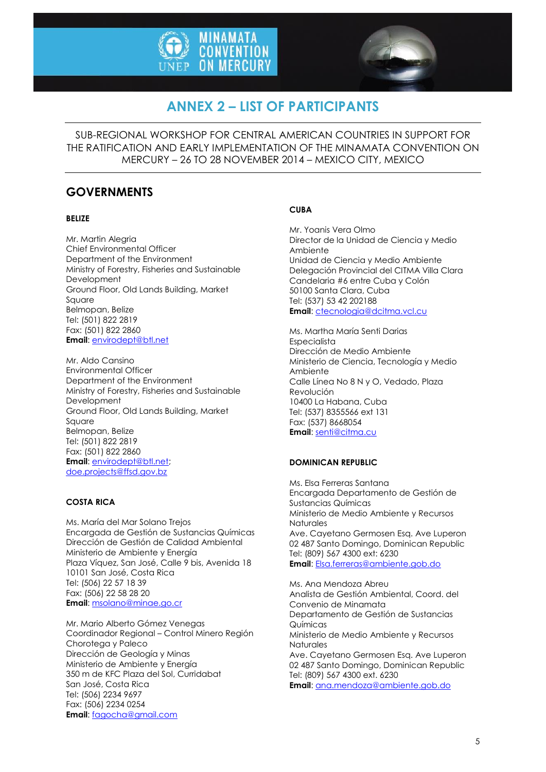# ANNEX 2 – LIST OF PARTICIPANTS

SUB-REGIONAL WORKSHOP FOR CENTRAL AMERICAN COUNTRIES IN SUPPORT FOR THE RATIFICATION AND EARLY IMPLEMENTATION OF THE MINAMATA CONVENTION ON MERCURY – 26 TO 28 NOVEMBER 2014 – MEXICO CITY, MEXICO

## GOVERNMENTS

### BELIZE

Mr. Martin Alegria
Chief Environmental Officer
Department of the Environment
Ministry of Forestry, Fisheries and Sustainable Development
Ground Floor, Old Lands Building, Market Square
Belmopan, Belize
Tel: (501) 822 2819
Fax: (501) 822 2860
**Email**: envirodept@btl.net

Mr. Aldo Cansino
Environmental Officer
Department of the Environment
Ministry of Forestry, Fisheries and Sustainable Development
Ground Floor, Old Lands Building, Market Square
Belmopan, Belize
Tel: (501) 822 2819
Fax: (501) 822 2860
**Email**: envirodept@btl.net; doe.projects@ffsd.gov.bz

### COSTA RICA

Ms. María del Mar Solano Trejos
Encargada de Gestión de Sustancias Químicas
Dirección de Gestión de Calidad Ambiental
Ministerio de Ambiente y Energía
Plaza Víquez, San José, Calle 9 bis, Avenida 18
10101 San José, Costa Rica
Tel: (506) 22 57 18 39
Fax: (506) 22 58 28 20
**Email**: msolano@minae.go.cr

Mr. Mario Alberto Gómez Venegas
Coordinador Regional – Control Minero Región Chorotega y Paleco
Dirección de Geología y Minas
Ministerio de Ambiente y Energía
350 m de KFC Plaza del Sol, Curridabat
San José, Costa Rica
Tel: (506) 2234 9697
Fax: (506) 2234 0254
**Email**: fagocha@gmail.com

### CUBA

Mr. Yoanis Vera Olmo
Director de la Unidad de Ciencia y Medio Ambiente
Unidad de Ciencia y Medio Ambiente
Delegación Provincial del CITMA Villa Clara
Candelaria #6 entre Cuba y Colón
50100 Santa Clara, Cuba
Tel: (537) 53 42 202188
**Email**: ctecnologia@dcitma.vcl.cu

Ms. Martha María Senti Darias
Especialista
Dirección de Medio Ambiente
Ministerio de Ciencia, Tecnología y Medio Ambiente
Calle Línea No 8 N y O, Vedado, Plaza Revolución
10400 La Habana, Cuba
Tel: (537) 8355566 ext 131
Fax: (537) 8668054
**Email**: senti@citma.cu

### DOMINICAN REPUBLIC

Ms. Elsa Ferreras Santana
Encargada Departamento de Gestión de Sustancias Químicas
Ministerio de Medio Ambiente y Recursos Naturales
Ave. Cayetano Germosen Esq. Ave Luperon
02 487 Santo Domingo, Dominican Republic
Tel: (809) 567 4300 ext: 6230
**Email**: Elsa.ferreras@ambiente.gob.do

Ms. Ana Mendoza Abreu
Analista de Gestión Ambiental, Coord. del Convenio de Minamata
Departamento de Gestión de Sustancias Químicas
Ministerio de Medio Ambiente y Recursos Naturales
Ave. Cayetano Germosen Esq. Ave Luperon
02 487 Santo Domingo, Dominican Republic
Tel: (809) 567 4300 ext. 6230
**Email**: ana.mendoza@ambiente.gob.do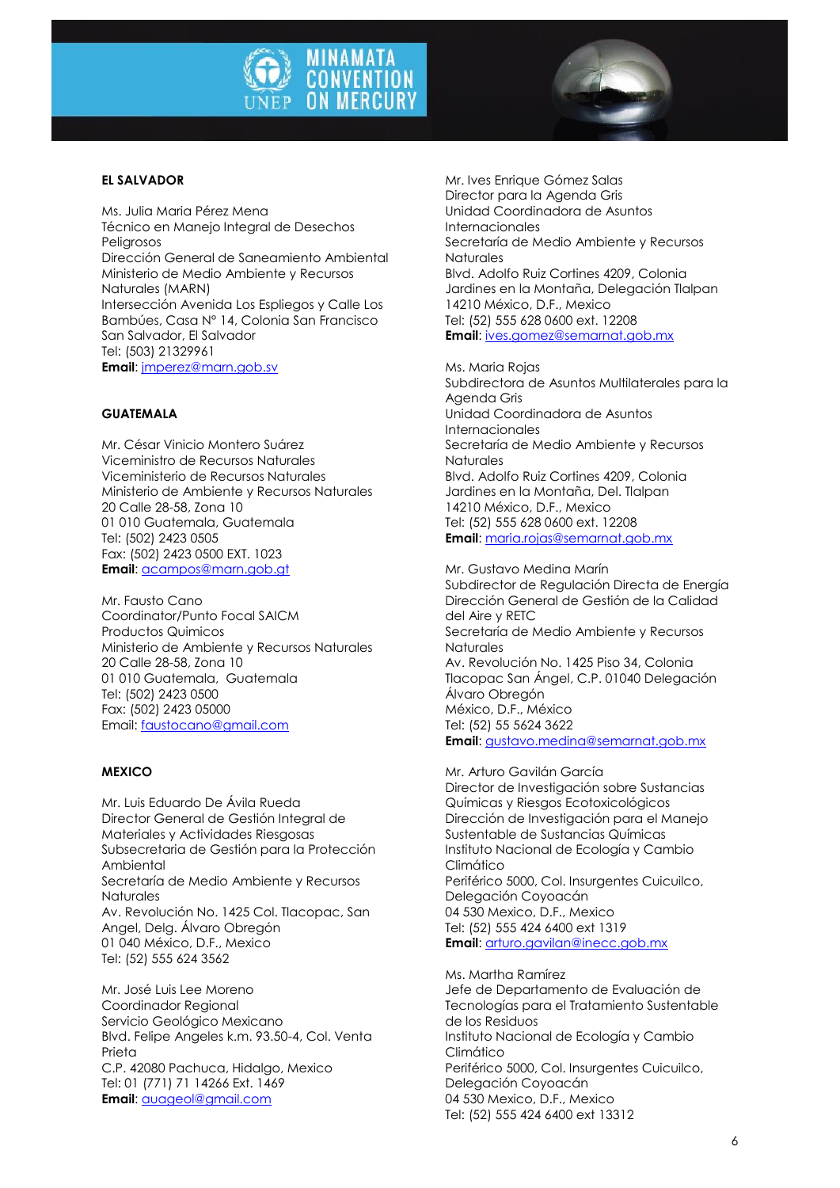## EL SALVADOR

Ms. Julia Maria Pérez Mena
Técnico en Manejo Integral de Desechos Peligrosos
Dirección General de Saneamiento Ambiental
Ministerio de Medio Ambiente y Recursos Naturales (MARN)
Intersección Avenida Los Espliegos y Calle Los Bambúes, Casa N° 14, Colonia San Francisco
San Salvador, El Salvador
Tel: (503) 21329961
**Email**: jmperez@marn.gob.sv

## GUATEMALA

Mr. César Vinicio Montero Suárez
Viceministro de Recursos Naturales
Viceministerio de Recursos Naturales
Ministerio de Ambiente y Recursos Naturales
20 Calle 28-58, Zona 10
01 010 Guatemala, Guatemala
Tel: (502) 2423 0505
Fax: (502) 2423 0500 EXT. 1023
**Email**: acampos@marn.gob.gt

Mr. Fausto Cano
Coordinator/Punto Focal SAICM
Productos Quimicos
Ministerio de Ambiente y Recursos Naturales
20 Calle 28-58, Zona 10
01 010 Guatemala, Guatemala
Tel: (502) 2423 0500
Fax: (502) 2423 05000
Email: faustocano@gmail.com

## MEXICO

Mr. Luis Eduardo De Ávila Rueda
Director General de Gestión Integral de Materiales y Actividades Riesgosas
Subsecretaria de Gestión para la Protección Ambiental
Secretaría de Medio Ambiente y Recursos Naturales
Av. Revolución No. 1425 Col. Tlacopac, San Angel, Delg. Álvaro Obregón
01 040 México, D.F., Mexico
Tel: (52) 555 624 3562

Mr. José Luis Lee Moreno
Coordinador Regional
Servicio Geológico Mexicano
Blvd. Felipe Angeles k.m. 93.50-4, Col. Venta Prieta
C.P. 42080 Pachuca, Hidalgo, Mexico
Tel: 01 (771) 71 14266 Ext. 1469
**Email**: auageol@gmail.com

Mr. Ives Enrique Gómez Salas
Director para la Agenda Gris
Unidad Coordinadora de Asuntos Internacionales
Secretaría de Medio Ambiente y Recursos Naturales
Blvd. Adolfo Ruiz Cortines 4209, Colonia Jardines en la Montaña, Delegación Tlalpan
14210 México, D.F., Mexico
Tel: (52) 555 628 0600 ext. 12208
**Email**: ives.gomez@semarnat.gob.mx

Ms. Maria Rojas
Subdirectora de Asuntos Multilaterales para la Agenda Gris
Unidad Coordinadora de Asuntos Internacionales
Secretaría de Medio Ambiente y Recursos Naturales
Blvd. Adolfo Ruiz Cortines 4209, Colonia Jardines en la Montaña, Del. Tlalpan
14210 México, D.F., Mexico
Tel: (52) 555 628 0600 ext. 12208
**Email**: maria.rojas@semarnat.gob.mx

Mr. Gustavo Medina Marín
Subdirector de Regulación Directa de Energía
Dirección General de Gestión de la Calidad del Aire y RETC
Secretaría de Medio Ambiente y Recursos Naturales
Av. Revolución No. 1425 Piso 34, Colonia Tlacopac San Ángel, C.P. 01040 Delegación Álvaro Obregón
México, D.F., México
Tel: (52) 55 5624 3622
**Email**: gustavo.medina@semarnat.gob.mx

Mr. Arturo Gavilán García
Director de Investigación sobre Sustancias Químicas y Riesgos Ecotoxicológicos
Dirección de Investigación para el Manejo Sustentable de Sustancias Químicas
Instituto Nacional de Ecología y Cambio Climático
Periférico 5000, Col. Insurgentes Cuicuilco, Delegación Coyoacán
04 530 Mexico, D.F., Mexico
Tel: (52) 555 424 6400 ext 1319
**Email**: arturo.gavilan@inecc.gob.mx

Ms. Martha Ramírez
Jefe de Departamento de Evaluación de Tecnologías para el Tratamiento Sustentable de los Residuos
Instituto Nacional de Ecología y Cambio Climático
Periférico 5000, Col. Insurgentes Cuicuilco, Delegación Coyoacán
04 530 Mexico, D.F., Mexico
Tel: (52) 555 424 6400 ext 13312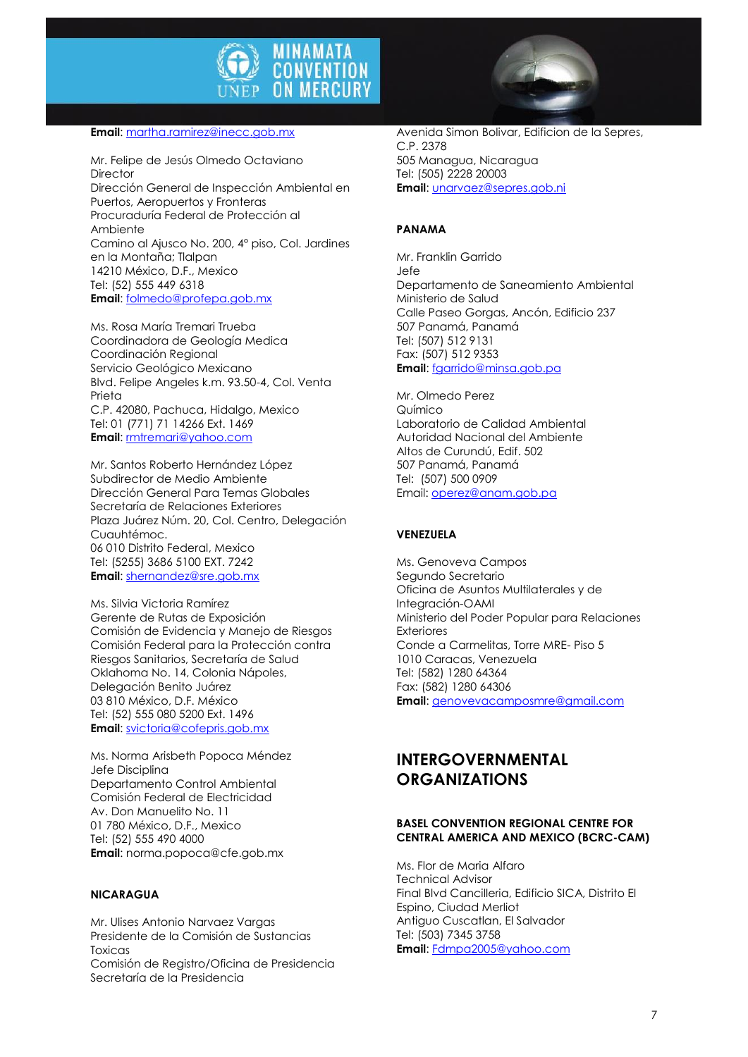**Email**: martha.ramirez@inecc.gob.mx

Mr. Felipe de Jesús Olmedo Octaviano
Director
Dirección General de Inspección Ambiental en Puertos, Aeropuertos y Fronteras
Procuraduría Federal de Protección al Ambiente
Camino al Ajusco No. 200, 4° piso, Col. Jardines en la Montaña; Tlalpan
14210 México, D.F., Mexico
Tel: (52) 555 449 6318
**Email**: folmedo@profepa.gob.mx

Ms. Rosa María Tremari Trueba
Coordinadora de Geología Medica
Coordinación Regional
Servicio Geológico Mexicano
Blvd. Felipe Angeles k.m. 93.50-4, Col. Venta Prieta
C.P. 42080, Pachuca, Hidalgo, Mexico
Tel: 01 (771) 71 14266 Ext. 1469
**Email**: rmtremari@yahoo.com

Mr. Santos Roberto Hernández López
Subdirector de Medio Ambiente
Dirección General Para Temas Globales
Secretaría de Relaciones Exteriores
Plaza Juárez Núm. 20, Col. Centro, Delegación Cuauhtémoc.
06 010 Distrito Federal, Mexico
Tel: (5255) 3686 5100 EXT. 7242
**Email**: shernandez@sre.gob.mx

Ms. Silvia Victoria Ramírez
Gerente de Rutas de Exposición
Comisión de Evidencia y Manejo de Riesgos
Comisión Federal para la Protección contra Riesgos Sanitarios, Secretaría de Salud
Oklahoma No. 14, Colonia Nápoles, Delegación Benito Juárez
03 810 México, D.F. México
Tel: (52) 555 080 5200 Ext. 1496
**Email**: svictoria@cofepris.gob.mx

Ms. Norma Arisbeth Popoca Méndez
Jefe Disciplina
Departamento Control Ambiental
Comisión Federal de Electricidad
Av. Don Manuelito No. 11
01 780 México, D.F., Mexico
Tel: (52) 555 490 4000
**Email**: norma.popoca@cfe.gob.mx

**NICARAGUA**

Mr. Ulises Antonio Narvaez Vargas
Presidente de la Comisión de Sustancias Toxicas
Comisión de Registro/Oficina de Presidencia
Secretaría de la Presidencia
Avenida Simon Bolivar, Edificion de la Sepres, C.P. 2378
505 Managua, Nicaragua
Tel: (505) 2228 20003
**Email**: unarvaez@sepres.gob.ni

**PANAMA**

Mr. Franklin Garrido
Jefe
Departamento de Saneamiento Ambiental
Ministerio de Salud
Calle Paseo Gorgas, Ancón, Edificio 237
507 Panamá, Panamá
Tel: (507) 512 9131
Fax: (507) 512 9353
**Email**: fgarrido@minsa.gob.pa

Mr. Olmedo Perez
Químico
Laboratorio de Calidad Ambiental
Autoridad Nacional del Ambiente
Altos de Curundú, Edif. 502
507 Panamá, Panamá
Tel: (507) 500 0909
Email: operez@anam.gob.pa

**VENEZUELA**

Ms. Genoveva Campos
Segundo Secretario
Oficina de Asuntos Multilaterales y de Integración-OAMI
Ministerio del Poder Popular para Relaciones Exteriores
Conde a Carmelitas, Torre MRE- Piso 5
1010 Caracas, Venezuela
Tel: (582) 1280 64364
Fax: (582) 1280 64306
**Email**: genovevacamposmre@gmail.com

## INTERGOVERNMENTAL ORGANIZATIONS

**BASEL CONVENTION REGIONAL CENTRE FOR CENTRAL AMERICA AND MEXICO (BCRC-CAM)**

Ms. Flor de Maria Alfaro
Technical Advisor
Final Blvd Cancilleria, Edificio SICA, Distrito El Espino, Ciudad Merliot
Antiguo Cuscatlan, El Salvador
Tel: (503) 7345 3758
**Email**: Fdmpa2005@yahoo.com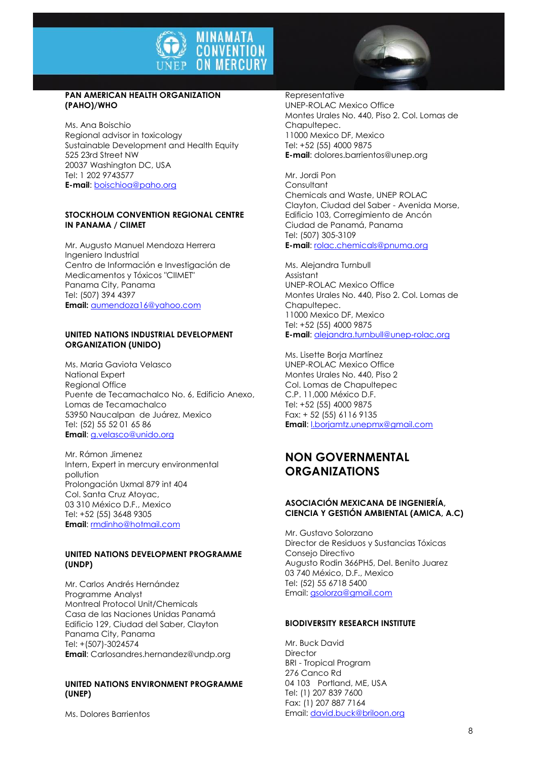#### PAN AMERICAN HEALTH ORGANIZATION (PAHO)/WHO

Ms. Ana Boischio
Regional advisor in toxicology
Sustainable Development and Health Equity
525 23rd Street NW
20037 Washington DC, USA
Tel: 1 202 9743577
**E-mail**: boischioa@paho.org

#### STOCKHOLM CONVENTION REGIONAL CENTRE IN PANAMA / CIIMET

Mr. Augusto Manuel Mendoza Herrera
Ingeniero Industrial
Centro de Información e Investigación de Medicamentos y Tóxicos "CIIMET"
Panama City, Panama
Tel: (507) 394 4397
**Email:** aumendoza16@yahoo.com

#### UNITED NATIONS INDUSTRIAL DEVELOPMENT ORGANIZATION (UNIDO)

Ms. Maria Gaviota Velasco
National Expert
Regional Office
Puente de Tecamachalco No. 6, Edificio Anexo, Lomas de Tecamachalco
53950 Naucalpan de Juárez, Mexico
Tel: (52) 55 52 01 65 86
**Email**: g.velasco@unido.org

Mr. Rámon Jimenez
Intern, Expert in mercury environmental pollution
Prolongación Uxmal 879 int 404
Col. Santa Cruz Atoyac,
03 310 México D.F., Mexico
Tel: +52 (55) 3648 9305
**Email**: rmdinho@hotmail.com

#### UNITED NATIONS DEVELOPMENT PROGRAMME (UNDP)

Mr. Carlos Andrés Hernández
Programme Analyst
Montreal Protocol Unit/Chemicals
Casa de las Naciones Unidas Panamá
Edificio 129, Ciudad del Saber, Clayton
Panama City, Panama
Tel: +(507)-3024574
**Email**: Carlosandres.hernandez@undp.org

#### UNITED NATIONS ENVIRONMENT PROGRAMME (UNEP)

Ms. Dolores Barrientos
Representative
UNEP-ROLAC Mexico Office
Montes Urales No. 440, Piso 2. Col. Lomas de Chapultepec.
11000 Mexico DF, Mexico
Tel: +52 (55) 4000 9875
**E-mail**: dolores.barrientos@unep.org

Mr. Jordi Pon
Consultant
Chemicals and Waste, UNEP ROLAC
Clayton, Ciudad del Saber - Avenida Morse, Edificio 103, Corregimiento de Ancón
Ciudad de Panamá, Panama
Tel: (507) 305-3109
**E-mail**: rolac.chemicals@pnuma.org

Ms. Alejandra Turnbull
Assistant
UNEP-ROLAC Mexico Office
Montes Urales No. 440, Piso 2. Col. Lomas de Chapultepec.
11000 Mexico DF, Mexico
Tel: +52 (55) 4000 9875
**E-mail**: alejandra.turnbull@unep-rolac.org

Ms. Lisette Borja Martínez
UNEP-ROLAC Mexico Office
Montes Urales No. 440, Piso 2
Col. Lomas de Chapultepec
C.P. 11,000 México D.F.
Tel: +52 (55) 4000 9875
Fax: + 52 (55) 6116 9135
**Email**: l.borjamtz.unepmx@gmail.com

## NON GOVERNMENTAL ORGANIZATIONS

#### ASOCIACIÓN MEXICANA DE INGENIERÍA, CIENCIA Y GESTIÓN AMBIENTAL (AMICA, A.C)

Mr. Gustavo Solorzano
Director de Residuos y Sustancias Tóxicas
Consejo Directivo
Augusto Rodin 366PH5, Del. Benito Juarez
03 740 México, D.F., Mexico
Tel: (52) 55 6718 5400
Email: gsolorza@gmail.com

#### BIODIVERSITY RESEARCH INSTITUTE

Mr. Buck David
Director
BRI - Tropical Program
276 Canco Rd
04 103 Portland, ME, USA
Tel: (1) 207 839 7600
Fax: (1) 207 887 7164
Email: david.buck@briloon.org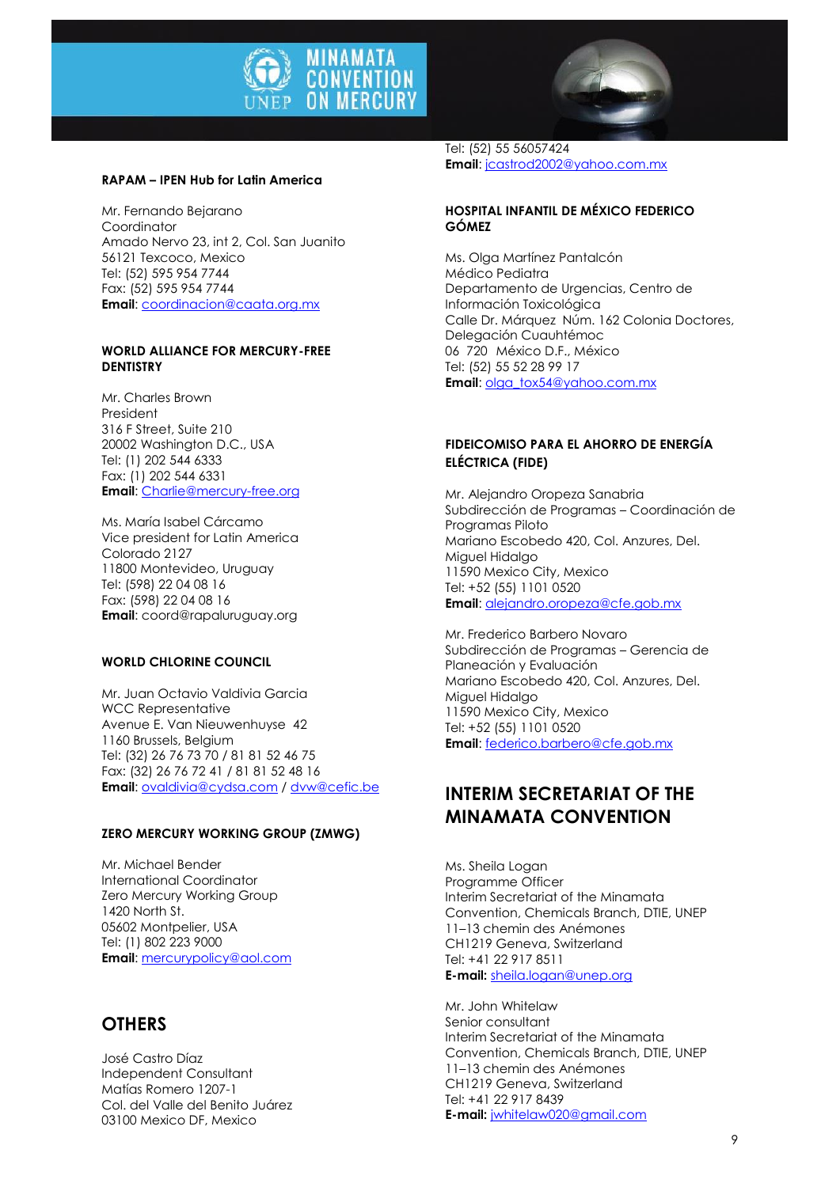### RAPAM – IPEN Hub for Latin America

Mr. Fernando Bejarano
Coordinator
Amado Nervo 23, int 2, Col. San Juanito
56121 Texcoco, Mexico
Tel: (52) 595 954 7744
Fax: (52) 595 954 7744
**Email**: coordinacion@caata.org.mx

### WORLD ALLIANCE FOR MERCURY-FREE DENTISTRY

Mr. Charles Brown
President
316 F Street, Suite 210
20002 Washington D.C., USA
Tel: (1) 202 544 6333
Fax: (1) 202 544 6331
**Email**: Charlie@mercury-free.org

Ms. María Isabel Cárcamo
Vice president for Latin America
Colorado 2127
11800 Montevideo, Uruguay
Tel: (598) 22 04 08 16
Fax: (598) 22 04 08 16
**Email**: coord@rapaluruguay.org

### WORLD CHLORINE COUNCIL

Mr. Juan Octavio Valdivia Garcia
WCC Representative
Avenue E. Van Nieuwenhuyse 42
1160 Brussels, Belgium
Tel: (32) 26 76 73 70 / 81 81 52 46 75
Fax: (32) 26 76 72 41 / 81 81 52 48 16
**Email**: ovaldivia@cydsa.com / dvw@cefic.be

### ZERO MERCURY WORKING GROUP (ZMWG)

Mr. Michael Bender
International Coordinator
Zero Mercury Working Group
1420 North St.
05602 Montpelier, USA
Tel: (1) 802 223 9000
**Email**: mercurypolicy@aol.com

## OTHERS

José Castro Díaz
Independent Consultant
Matías Romero 1207-1
Col. del Valle del Benito Juárez
03100 Mexico DF, Mexico
Tel: (52) 55 56057424
**Email**: jcastrod2002@yahoo.com.mx

### HOSPITAL INFANTIL DE MÉXICO FEDERICO GÓMEZ

Ms. Olga Martínez Pantalcón
Médico Pediatra
Departamento de Urgencias, Centro de Información Toxicológica
Calle Dr. Márquez Núm. 162 Colonia Doctores, Delegación Cuauhtémoc
06 720 México D.F., México
Tel: (52) 55 52 28 99 17
**Email**: olga_tox54@yahoo.com.mx

### FIDEICOMISO PARA EL AHORRO DE ENERGÍA ELÉCTRICA (FIDE)

Mr. Alejandro Oropeza Sanabria
Subdirección de Programas – Coordinación de Programas Piloto
Mariano Escobedo 420, Col. Anzures, Del. Miguel Hidalgo
11590 Mexico City, Mexico
Tel: +52 (55) 1101 0520
**Email**: alejandro.oropeza@cfe.gob.mx

Mr. Frederico Barbero Novaro
Subdirección de Programas – Gerencia de Planeación y Evaluación
Mariano Escobedo 420, Col. Anzures, Del. Miguel Hidalgo
11590 Mexico City, Mexico
Tel: +52 (55) 1101 0520
**Email**: federico.barbero@cfe.gob.mx

## INTERIM SECRETARIAT OF THE MINAMATA CONVENTION

Ms. Sheila Logan
Programme Officer
Interim Secretariat of the Minamata Convention, Chemicals Branch, DTIE, UNEP
11–13 chemin des Anémones
CH1219 Geneva, Switzerland
Tel: +41 22 917 8511
**E-mail:** sheila.logan@unep.org

Mr. John Whitelaw
Senior consultant
Interim Secretariat of the Minamata Convention, Chemicals Branch, DTIE, UNEP
11–13 chemin des Anémones
CH1219 Geneva, Switzerland
Tel: +41 22 917 8439
**E-mail:** jwhitelaw020@gmail.com